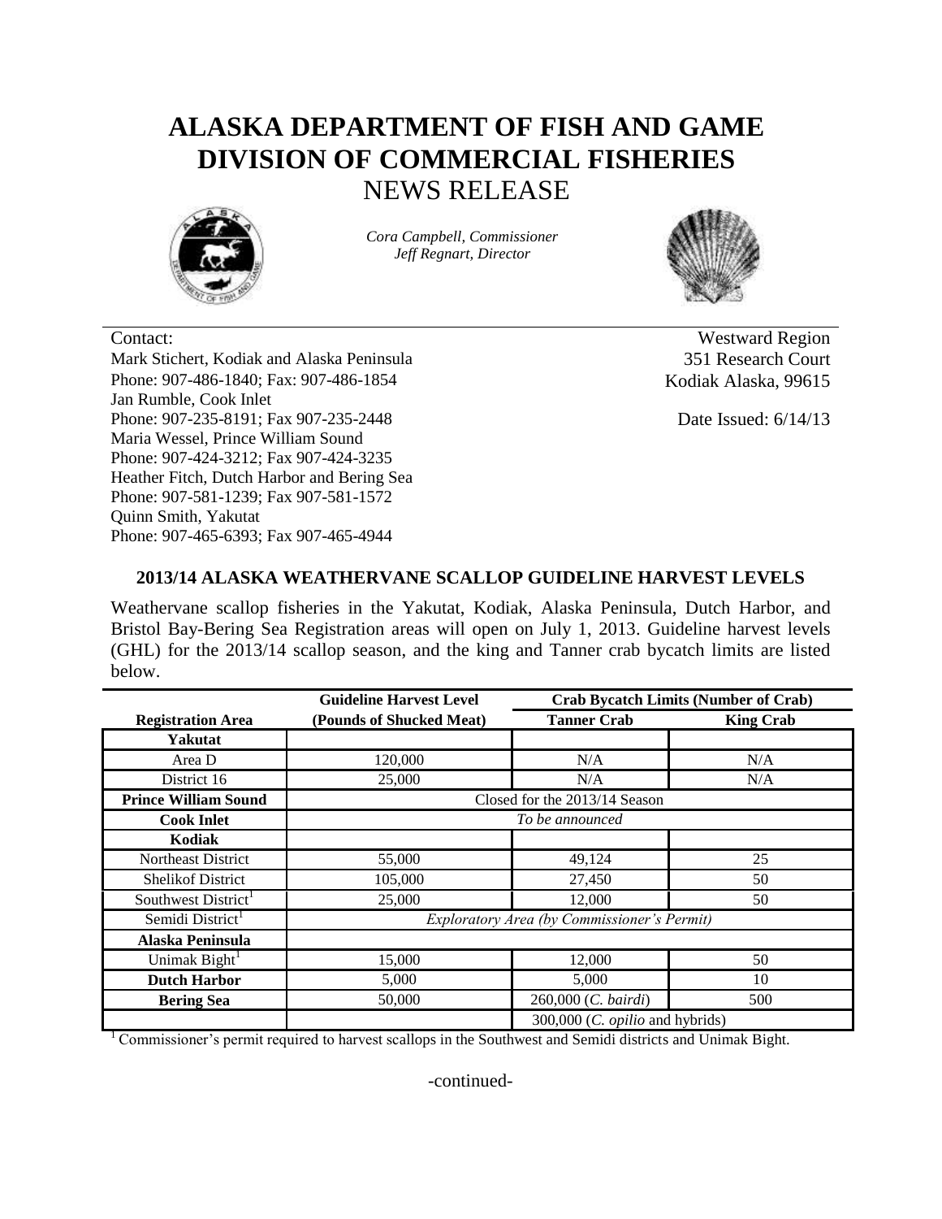# ALASKA DEPARTMENT OF FISH AND GAME
# DIVISION OF COMMERCIAL FISHERIES
## NEWS RELEASE

*Cora Campbell, Commissioner*
*Jeff Regnart, Director*

Contact:
Mark Stichert, Kodiak and Alaska Peninsula
Phone: 907-486-1840; Fax: 907-486-1854
Jan Rumble, Cook Inlet
Phone: 907-235-8191; Fax 907-235-2448
Maria Wessel, Prince William Sound
Phone: 907-424-3212; Fax 907-424-3235
Heather Fitch, Dutch Harbor and Bering Sea
Phone: 907-581-1239; Fax 907-581-1572
Quinn Smith, Yakutat
Phone: 907-465-6393; Fax 907-465-4944

Westward Region
351 Research Court
Kodiak Alaska, 99615

Date Issued: 6/14/13

### 2013/14 ALASKA WEATHERVANE SCALLOP GUIDELINE HARVEST LEVELS

Weathervane scallop fisheries in the Yakutat, Kodiak, Alaska Peninsula, Dutch Harbor, and Bristol Bay-Bering Sea Registration areas will open on July 1, 2013. Guideline harvest levels (GHL) for the 2013/14 scallop season, and the king and Tanner crab bycatch limits are listed below.

| Registration Area | Guideline Harvest Level (Pounds of Shucked Meat) | Crab Bycatch Limits (Number of Crab) | |
|---|---|---|---|
| | | Tanner Crab | King Crab |
| **Yakutat** | | | |
| Area D | 120,000 | N/A | N/A |
| District 16 | 25,000 | N/A | N/A |
| **Prince William Sound** | Closed for the 2013/14 Season | | |
| **Cook Inlet** | *To be announced* | | |
| **Kodiak** | | | |
| Northeast District | 55,000 | 49,124 | 25 |
| Shelikof District | 105,000 | 27,450 | 50 |
| Southwest District[1] | 25,000 | 12,000 | 50 |
| Semidi District[1] | *Exploratory Area (by Commissioner's Permit)* | | |
| **Alaska Peninsula** | | | |
| Unimak Bight[1] | 15,000 | 12,000 | 50 |
| **Dutch Harbor** | 5,000 | 5,000 | 10 |
| **Bering Sea** | 50,000 | 260,000 (*C. bairdi*) | 500 |
| | | 300,000 (*C. opilio* and hybrids) | |

[1] Commissioner's permit required to harvest scallops in the Southwest and Semidi districts and Unimak Bight.

-continued-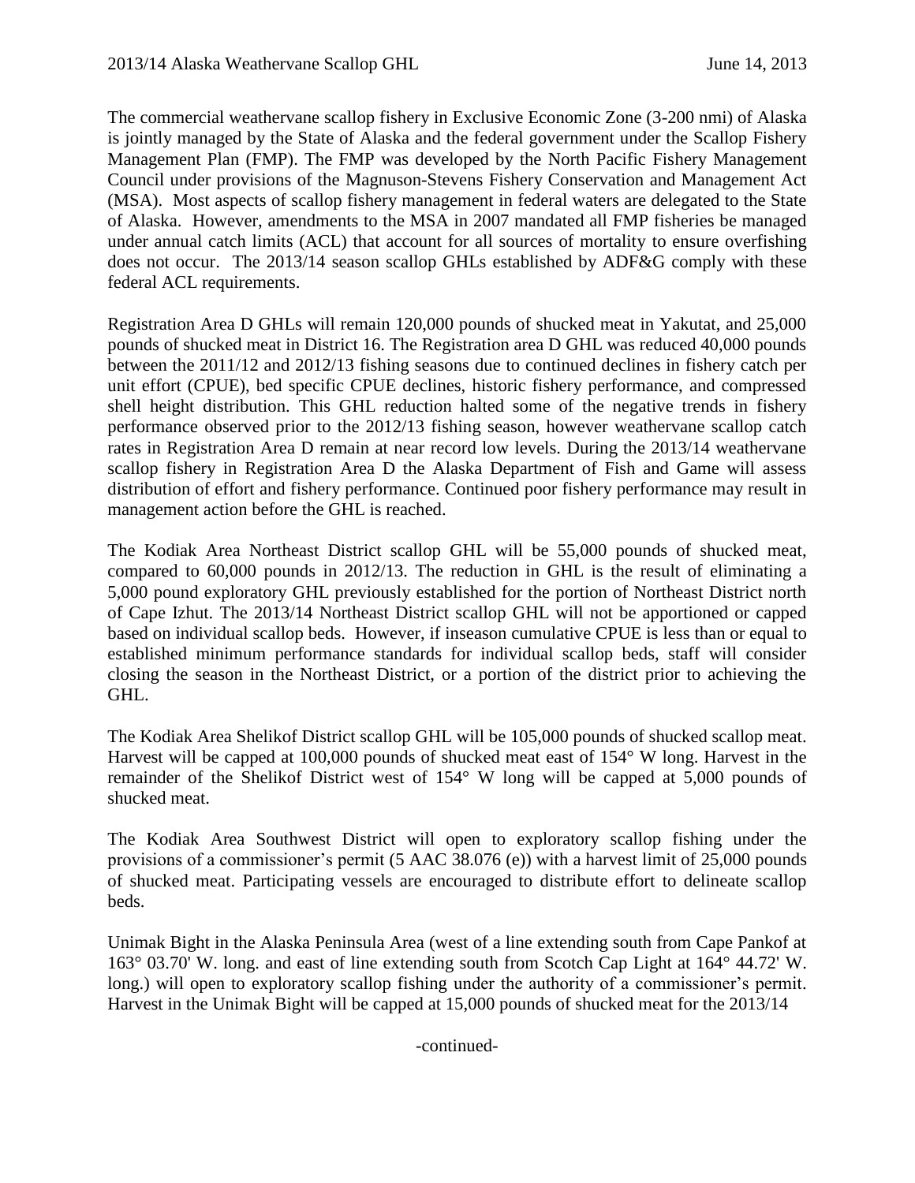The commercial weathervane scallop fishery in Exclusive Economic Zone (3-200 nmi) of Alaska is jointly managed by the State of Alaska and the federal government under the Scallop Fishery Management Plan (FMP). The FMP was developed by the North Pacific Fishery Management Council under provisions of the Magnuson-Stevens Fishery Conservation and Management Act (MSA). Most aspects of scallop fishery management in federal waters are delegated to the State of Alaska. However, amendments to the MSA in 2007 mandated all FMP fisheries be managed under annual catch limits (ACL) that account for all sources of mortality to ensure overfishing does not occur. The 2013/14 season scallop GHLs established by ADF&G comply with these federal ACL requirements.

Registration Area D GHLs will remain 120,000 pounds of shucked meat in Yakutat, and 25,000 pounds of shucked meat in District 16. The Registration area D GHL was reduced 40,000 pounds between the 2011/12 and 2012/13 fishing seasons due to continued declines in fishery catch per unit effort (CPUE), bed specific CPUE declines, historic fishery performance, and compressed shell height distribution. This GHL reduction halted some of the negative trends in fishery performance observed prior to the 2012/13 fishing season, however weathervane scallop catch rates in Registration Area D remain at near record low levels. During the 2013/14 weathervane scallop fishery in Registration Area D the Alaska Department of Fish and Game will assess distribution of effort and fishery performance. Continued poor fishery performance may result in management action before the GHL is reached.

The Kodiak Area Northeast District scallop GHL will be 55,000 pounds of shucked meat, compared to 60,000 pounds in 2012/13. The reduction in GHL is the result of eliminating a 5,000 pound exploratory GHL previously established for the portion of Northeast District north of Cape Izhut. The 2013/14 Northeast District scallop GHL will not be apportioned or capped based on individual scallop beds. However, if inseason cumulative CPUE is less than or equal to established minimum performance standards for individual scallop beds, staff will consider closing the season in the Northeast District, or a portion of the district prior to achieving the GHL.

The Kodiak Area Shelikof District scallop GHL will be 105,000 pounds of shucked scallop meat. Harvest will be capped at 100,000 pounds of shucked meat east of 154° W long. Harvest in the remainder of the Shelikof District west of 154° W long will be capped at 5,000 pounds of shucked meat.

The Kodiak Area Southwest District will open to exploratory scallop fishing under the provisions of a commissioner's permit (5 AAC 38.076 (e)) with a harvest limit of 25,000 pounds of shucked meat. Participating vessels are encouraged to distribute effort to delineate scallop beds.

Unimak Bight in the Alaska Peninsula Area (west of a line extending south from Cape Pankof at 163° 03.70' W. long. and east of line extending south from Scotch Cap Light at 164° 44.72' W. long.) will open to exploratory scallop fishing under the authority of a commissioner's permit. Harvest in the Unimak Bight will be capped at 15,000 pounds of shucked meat for the 2013/14

-continued-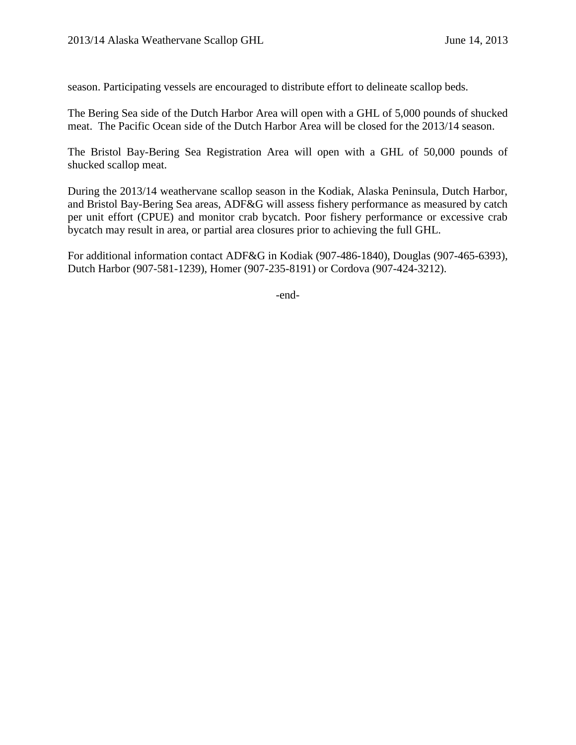season. Participating vessels are encouraged to distribute effort to delineate scallop beds.

The Bering Sea side of the Dutch Harbor Area will open with a GHL of 5,000 pounds of shucked meat. The Pacific Ocean side of the Dutch Harbor Area will be closed for the 2013/14 season.

The Bristol Bay-Bering Sea Registration Area will open with a GHL of 50,000 pounds of shucked scallop meat.

During the 2013/14 weathervane scallop season in the Kodiak, Alaska Peninsula, Dutch Harbor, and Bristol Bay-Bering Sea areas, ADF&G will assess fishery performance as measured by catch per unit effort (CPUE) and monitor crab bycatch. Poor fishery performance or excessive crab bycatch may result in area, or partial area closures prior to achieving the full GHL.

For additional information contact ADF&G in Kodiak (907-486-1840), Douglas (907-465-6393), Dutch Harbor (907-581-1239), Homer (907-235-8191) or Cordova (907-424-3212).

-end-